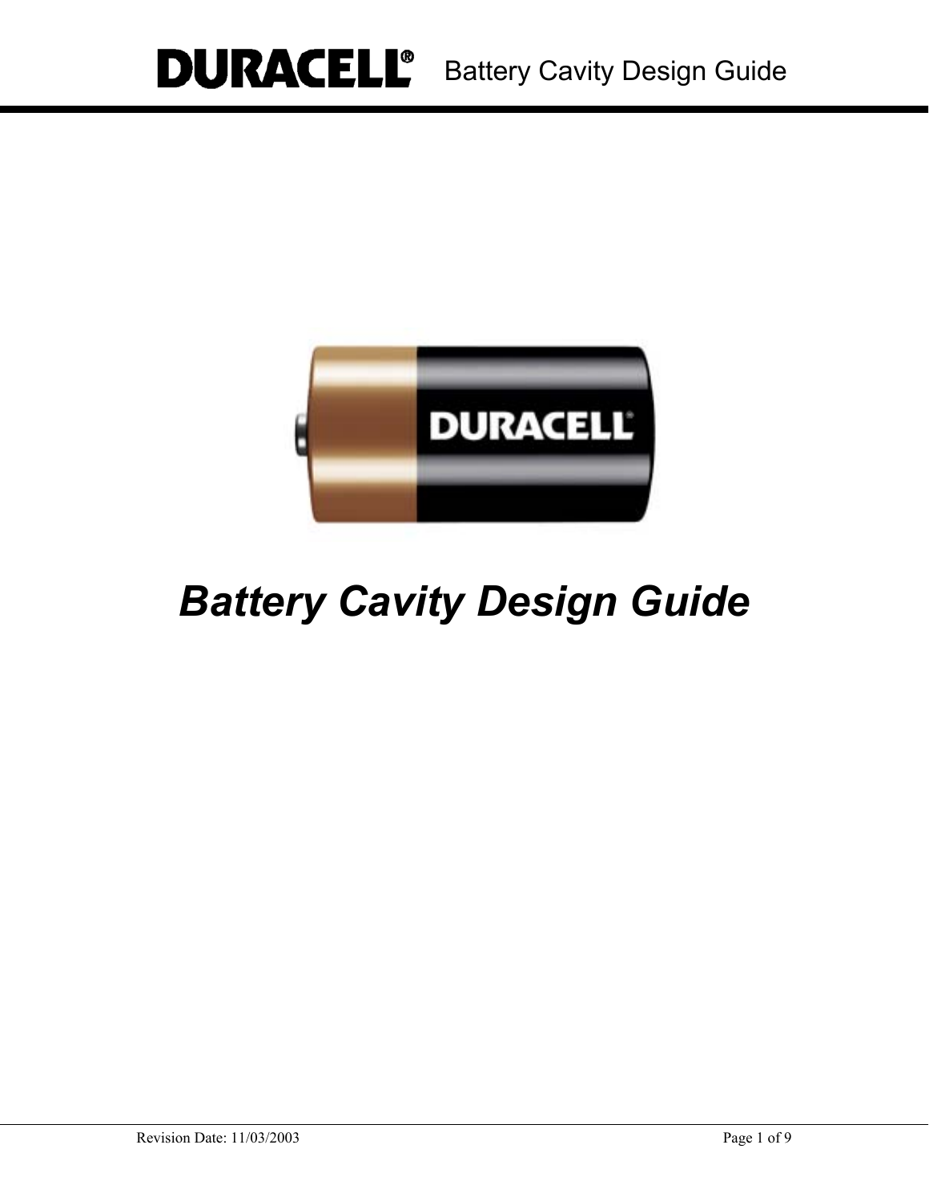# Battery Cavity Design Guide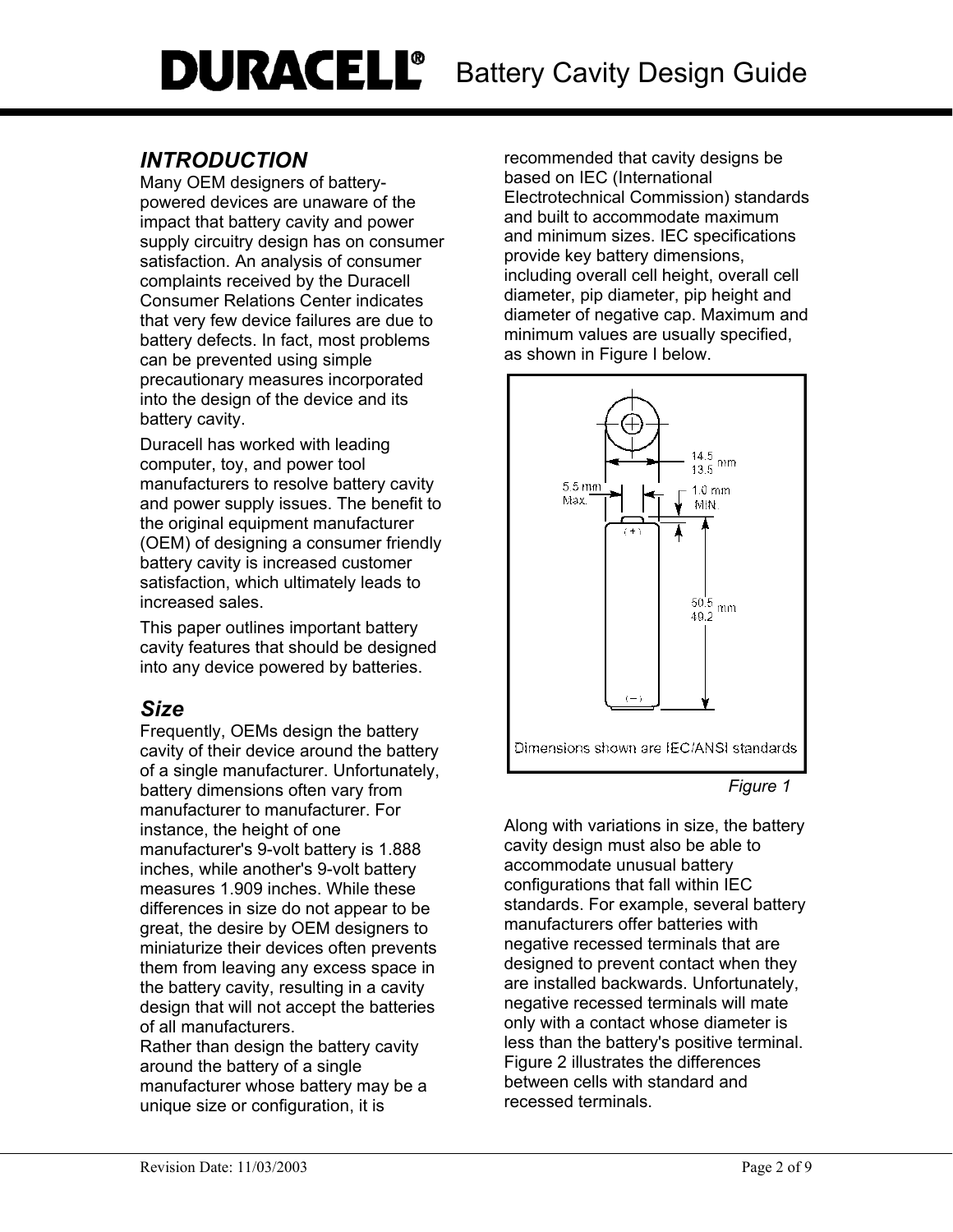## INTRODUCTION

Many OEM designers of battery-powered devices are unaware of the impact that battery cavity and power supply circuitry design has on consumer satisfaction. An analysis of consumer complaints received by the Duracell Consumer Relations Center indicates that very few device failures are due to battery defects. In fact, most problems can be prevented using simple precautionary measures incorporated into the design of the device and its battery cavity.

Duracell has worked with leading computer, toy, and power tool manufacturers to resolve battery cavity and power supply issues. The benefit to the original equipment manufacturer (OEM) of designing a consumer friendly battery cavity is increased customer satisfaction, which ultimately leads to increased sales.

This paper outlines important battery cavity features that should be designed into any device powered by batteries.

## Size

Frequently, OEMs design the battery cavity of their device around the battery of a single manufacturer. Unfortunately, battery dimensions often vary from manufacturer to manufacturer. For instance, the height of one manufacturer's 9-volt battery is 1.888 inches, while another's 9-volt battery measures 1.909 inches. While these differences in size do not appear to be great, the desire by OEM designers to miniaturize their devices often prevents them from leaving any excess space in the battery cavity, resulting in a cavity design that will not accept the batteries of all manufacturers.

Rather than design the battery cavity around the battery of a single manufacturer whose battery may be a unique size or configuration, it is recommended that cavity designs be based on IEC (International Electrotechnical Commission) standards and built to accommodate maximum and minimum sizes. IEC specifications provide key battery dimensions, including overall cell height, overall cell diameter, pip diameter, pip height and diameter of negative cap. Maximum and minimum values are usually specified, as shown in Figure I below.

14.5 / 13.5 mm

5.5 mm Max.

1.0 mm MIN.

50.5 / 49.2 mm

Dimensions shown are IEC/ANSI standards

*Figure 1*

Along with variations in size, the battery cavity design must also be able to accommodate unusual battery configurations that fall within IEC standards. For example, several battery manufacturers offer batteries with negative recessed terminals that are designed to prevent contact when they are installed backwards. Unfortunately, negative recessed terminals will mate only with a contact whose diameter is less than the battery's positive terminal. Figure 2 illustrates the differences between cells with standard and recessed terminals.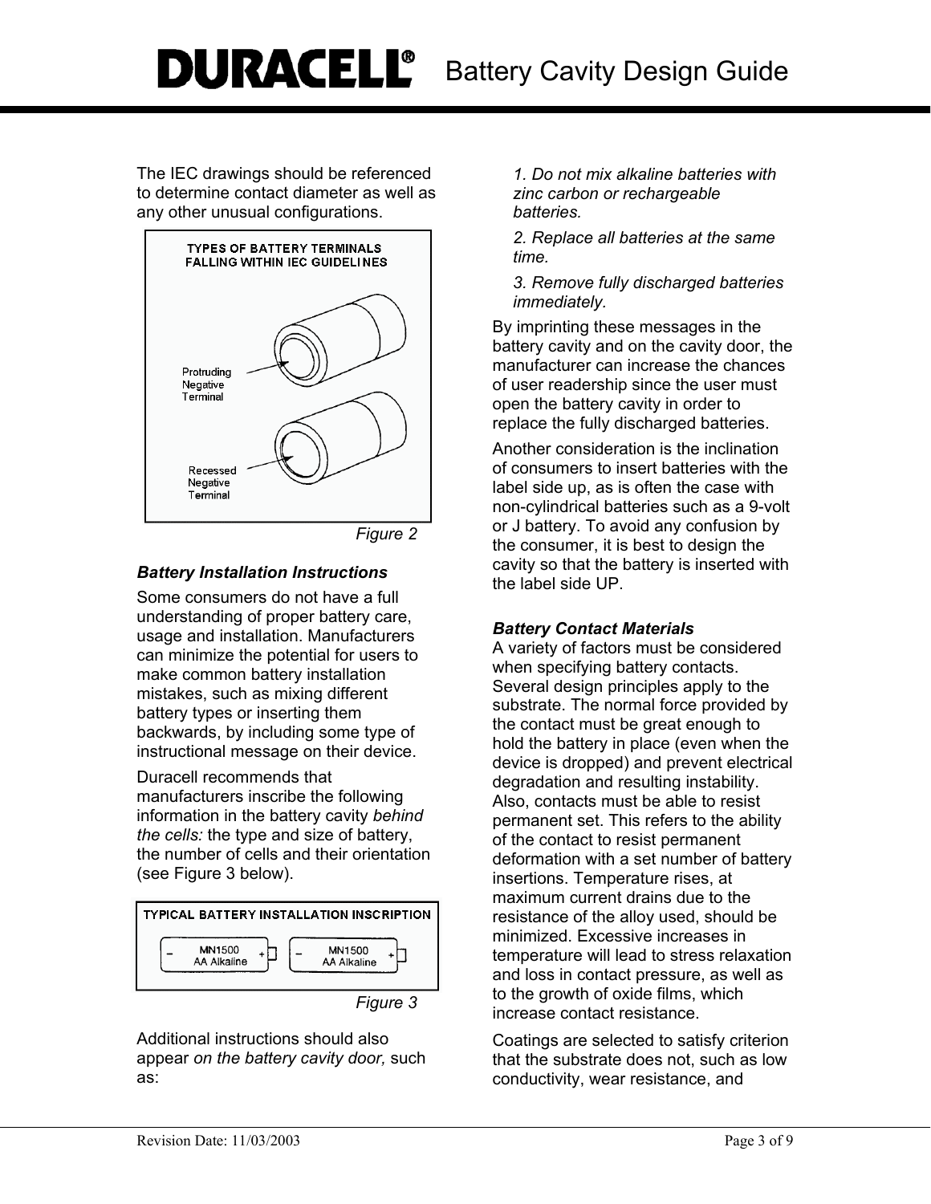The IEC drawings should be referenced to determine contact diameter as well as any other unusual configurations.

TYPES OF BATTERY TERMINALS FALLING WITHIN IEC GUIDELINES

Protruding Negative Terminal

Recessed Negative Terminal

*Figure 2*

### *Battery Installation Instructions*

Some consumers do not have a full understanding of proper battery care, usage and installation. Manufacturers can minimize the potential for users to make common battery installation mistakes, such as mixing different battery types or inserting them backwards, by including some type of instructional message on their device.

Duracell recommends that manufacturers inscribe the following information in the battery cavity *behind the cells:* the type and size of battery, the number of cells and their orientation (see Figure 3 below).

TYPICAL BATTERY INSTALLATION INSCRIPTION

– MN1500 AA Alkaline + – MN1500 AA Alkaline +

*Figure 3*

Additional instructions should also appear *on the battery cavity door,* such as:

*1. Do not mix alkaline batteries with zinc carbon or rechargeable batteries.*

*2. Replace all batteries at the same time.*

*3. Remove fully discharged batteries immediately.*

By imprinting these messages in the battery cavity and on the cavity door, the manufacturer can increase the chances of user readership since the user must open the battery cavity in order to replace the fully discharged batteries.

Another consideration is the inclination of consumers to insert batteries with the label side up, as is often the case with non-cylindrical batteries such as a 9-volt or J battery. To avoid any confusion by the consumer, it is best to design the cavity so that the battery is inserted with the label side UP.

### *Battery Contact Materials*

A variety of factors must be considered when specifying battery contacts. Several design principles apply to the substrate. The normal force provided by the contact must be great enough to hold the battery in place (even when the device is dropped) and prevent electrical degradation and resulting instability. Also, contacts must be able to resist permanent set. This refers to the ability of the contact to resist permanent deformation with a set number of battery insertions. Temperature rises, at maximum current drains due to the resistance of the alloy used, should be minimized. Excessive increases in temperature will lead to stress relaxation and loss in contact pressure, as well as to the growth of oxide films, which increase contact resistance.

Coatings are selected to satisfy criterion that the substrate does not, such as low conductivity, wear resistance, and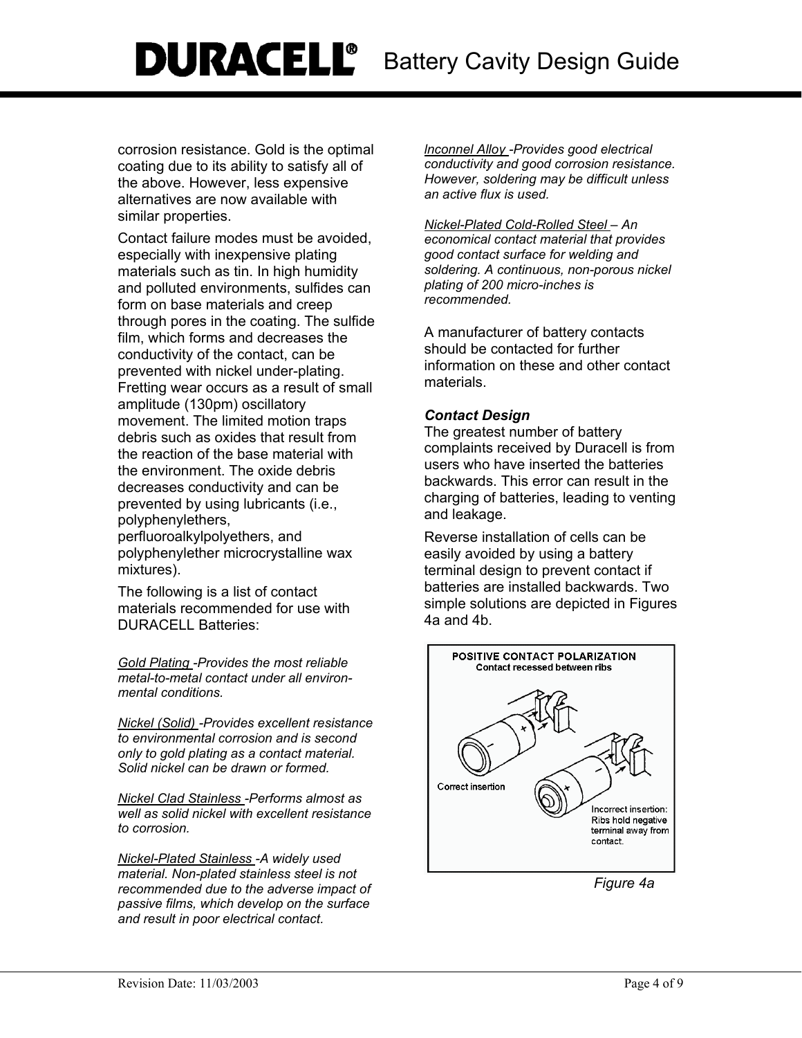corrosion resistance. Gold is the optimal coating due to its ability to satisfy all of the above. However, less expensive alternatives are now available with similar properties.

Contact failure modes must be avoided, especially with inexpensive plating materials such as tin. In high humidity and polluted environments, sulfides can form on base materials and creep through pores in the coating. The sulfide film, which forms and decreases the conductivity of the contact, can be prevented with nickel under-plating. Fretting wear occurs as a result of small amplitude (130pm) oscillatory movement. The limited motion traps debris such as oxides that result from the reaction of the base material with the environment. The oxide debris decreases conductivity and can be prevented by using lubricants (i.e., polyphenylethers, perfluoroalkylpolyethers, and polyphenylether microcrystalline wax mixtures).

The following is a list of contact materials recommended for use with DURACELL Batteries:

*Gold Plating -Provides the most reliable metal-to-metal contact under all environmental conditions.*

*Nickel (Solid) -Provides excellent resistance to environmental corrosion and is second only to gold plating as a contact material. Solid nickel can be drawn or formed.*

*Nickel Clad Stainless -Performs almost as well as solid nickel with excellent resistance to corrosion.*

*Nickel-Plated Stainless -A widely used material. Non-plated stainless steel is not recommended due to the adverse impact of passive films, which develop on the surface and result in poor electrical contact.*

*Inconnel Alloy -Provides good electrical conductivity and good corrosion resistance. However, soldering may be difficult unless an active flux is used.*

*Nickel-Plated Cold-Rolled Steel – An economical contact material that provides good contact surface for welding and soldering. A continuous, non-porous nickel plating of 200 micro-inches is recommended.*

A manufacturer of battery contacts should be contacted for further information on these and other contact materials.

***Contact Design***

The greatest number of battery complaints received by Duracell is from users who have inserted the batteries backwards. This error can result in the charging of batteries, leading to venting and leakage.

Reverse installation of cells can be easily avoided by using a battery terminal design to prevent contact if batteries are installed backwards. Two simple solutions are depicted in Figures 4a and 4b.

**POSITIVE CONTACT POLARIZATION**
Contact recessed between ribs

Correct insertion

Incorrect insertion: Ribs hold negative terminal away from contact.

*Figure 4a*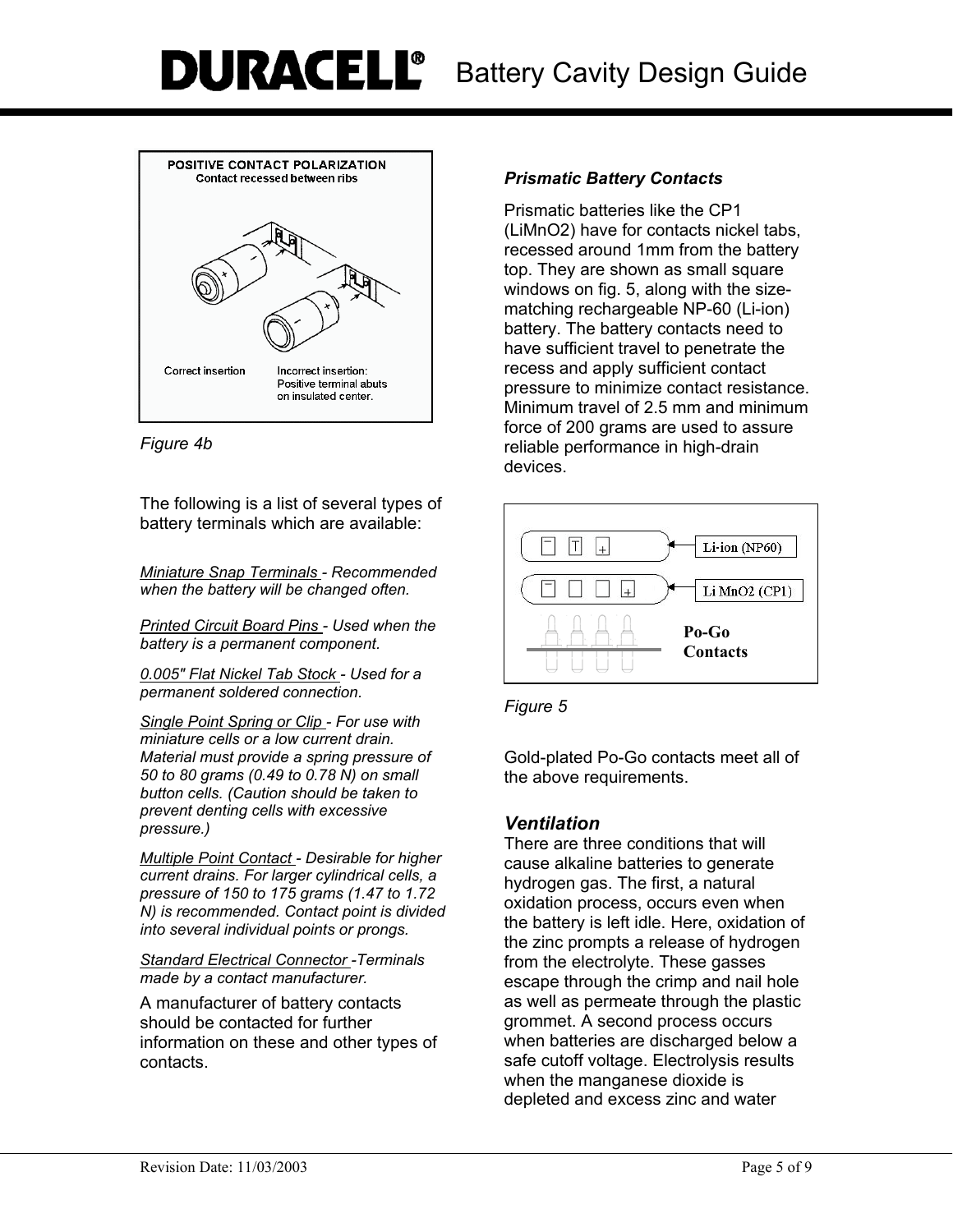Figure 4b

The following is a list of several types of battery terminals which are available:

*Miniature Snap Terminals - Recommended when the battery will be changed often.*

*Printed Circuit Board Pins - Used when the battery is a permanent component.*

*0.005" Flat Nickel Tab Stock - Used for a permanent soldered connection.*

*Single Point Spring or Clip - For use with miniature cells or a low current drain. Material must provide a spring pressure of 50 to 80 grams (0.49 to 0.78 N) on small button cells. (Caution should be taken to prevent denting cells with excessive pressure.)*

*Multiple Point Contact - Desirable for higher current drains. For larger cylindrical cells, a pressure of 150 to 175 grams (1.47 to 1.72 N) is recommended. Contact point is divided into several individual points or prongs.*

*Standard Electrical Connector -Terminals made by a contact manufacturer.*

A manufacturer of battery contacts should be contacted for further information on these and other types of contacts.

### *Prismatic Battery Contacts*

Prismatic batteries like the CP1 ($LiMnO_2$) have for contacts nickel tabs, recessed around 1mm from the battery top. They are shown as small square windows on fig. 5, along with the size-matching rechargeable NP-60 (Li-ion) battery. The battery contacts need to have sufficient travel to penetrate the recess and apply sufficient contact pressure to minimize contact resistance. Minimum travel of 2.5 mm and minimum force of 200 grams are used to assure reliable performance in high-drain devices.

Figure 5

Gold-plated Po-Go contacts meet all of the above requirements.

### *Ventilation*

There are three conditions that will cause alkaline batteries to generate hydrogen gas. The first, a natural oxidation process, occurs even when the battery is left idle. Here, oxidation of the zinc prompts a release of hydrogen from the electrolyte. These gasses escape through the crimp and nail hole as well as permeate through the plastic grommet. A second process occurs when batteries are discharged below a safe cutoff voltage. Electrolysis results when the manganese dioxide is depleted and excess zinc and water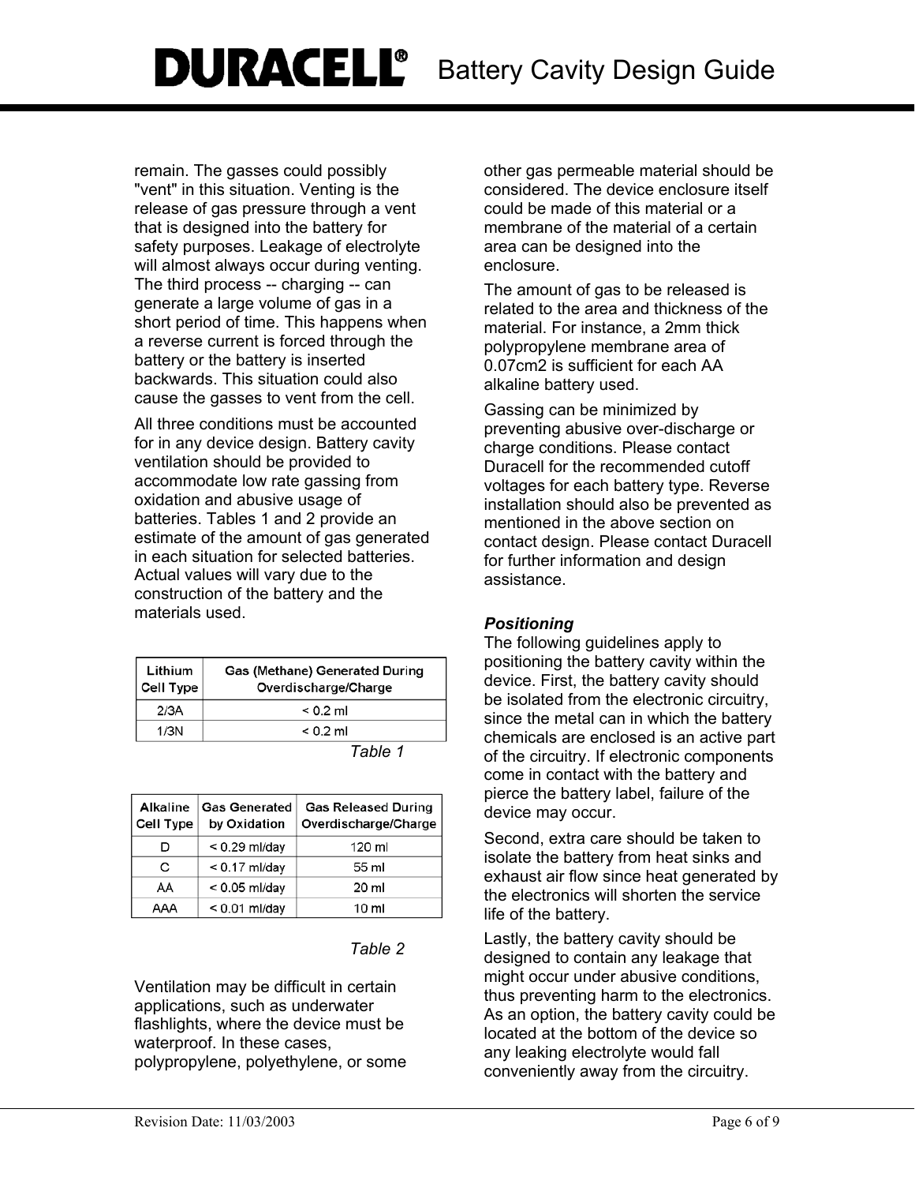remain. The gasses could possibly "vent" in this situation. Venting is the release of gas pressure through a vent that is designed into the battery for safety purposes. Leakage of electrolyte will almost always occur during venting. The third process -- charging -- can generate a large volume of gas in a short period of time. This happens when a reverse current is forced through the battery or the battery is inserted backwards. This situation could also cause the gasses to vent from the cell.

All three conditions must be accounted for in any device design. Battery cavity ventilation should be provided to accommodate low rate gassing from oxidation and abusive usage of batteries. Tables 1 and 2 provide an estimate of the amount of gas generated in each situation for selected batteries. Actual values will vary due to the construction of the battery and the materials used.

| Lithium Cell Type | Gas (Methane) Generated During Overdischarge/Charge |
| --- | --- |
| 2/3A | < 0.2 ml |
| 1/3N | < 0.2 ml |

*Table 1*

| Alkaline Cell Type | Gas Generated by Oxidation | Gas Released During Overdischarge/Charge |
| --- | --- | --- |
| D | < 0.29 ml/day | 120 ml |
| C | < 0.17 ml/day | 55 ml |
| AA | < 0.05 ml/day | 20 ml |
| AAA | < 0.01 ml/day | 10 ml |

*Table 2*

Ventilation may be difficult in certain applications, such as underwater flashlights, where the device must be waterproof. In these cases, polypropylene, polyethylene, or some other gas permeable material should be considered. The device enclosure itself could be made of this material or a membrane of the material of a certain area can be designed into the enclosure.

The amount of gas to be released is related to the area and thickness of the material. For instance, a 2mm thick polypropylene membrane area of 0.07cm2 is sufficient for each AA alkaline battery used.

Gassing can be minimized by preventing abusive over-discharge or charge conditions. Please contact Duracell for the recommended cutoff voltages for each battery type. Reverse installation should also be prevented as mentioned in the above section on contact design. Please contact Duracell for further information and design assistance.

***Positioning***

The following guidelines apply to positioning the battery cavity within the device. First, the battery cavity should be isolated from the electronic circuitry, since the metal can in which the battery chemicals are enclosed is an active part of the circuitry. If electronic components come in contact with the battery and pierce the battery label, failure of the device may occur.

Second, extra care should be taken to isolate the battery from heat sinks and exhaust air flow since heat generated by the electronics will shorten the service life of the battery.

Lastly, the battery cavity should be designed to contain any leakage that might occur under abusive conditions, thus preventing harm to the electronics. As an option, the battery cavity could be located at the bottom of the device so any leaking electrolyte would fall conveniently away from the circuitry.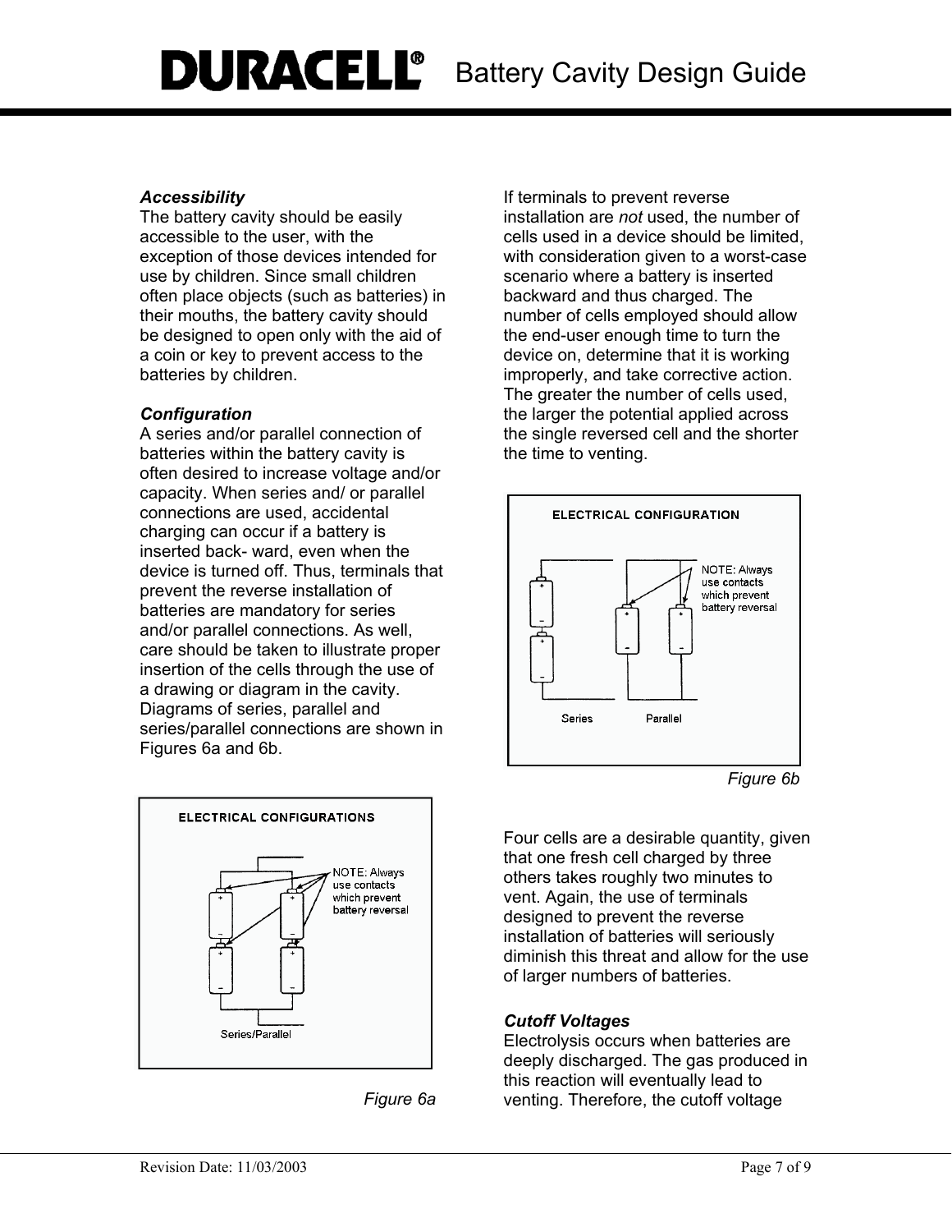### *Accessibility*

The battery cavity should be easily accessible to the user, with the exception of those devices intended for use by children. Since small children often place objects (such as batteries) in their mouths, the battery cavity should be designed to open only with the aid of a coin or key to prevent access to the batteries by children.

### *Configuration*

A series and/or parallel connection of batteries within the battery cavity is often desired to increase voltage and/or capacity. When series and/ or parallel connections are used, accidental charging can occur if a battery is inserted back- ward, even when the device is turned off. Thus, terminals that prevent the reverse installation of batteries are mandatory for series and/or parallel connections. As well, care should be taken to illustrate proper insertion of the cells through the use of a drawing or diagram in the cavity. Diagrams of series, parallel and series/parallel connections are shown in Figures 6a and 6b.

ELECTRICAL CONFIGURATIONS

NOTE: Always use contacts which prevent battery reversal

Series/Parallel

*Figure 6a*

If terminals to prevent reverse installation are *not* used, the number of cells used in a device should be limited, with consideration given to a worst-case scenario where a battery is inserted backward and thus charged. The number of cells employed should allow the end-user enough time to turn the device on, determine that it is working improperly, and take corrective action. The greater the number of cells used, the larger the potential applied across the single reversed cell and the shorter the time to venting.

ELECTRICAL CONFIGURATION

NOTE: Always use contacts which prevent battery reversal

Series Parallel

*Figure 6b*

Four cells are a desirable quantity, given that one fresh cell charged by three others takes roughly two minutes to vent. Again, the use of terminals designed to prevent the reverse installation of batteries will seriously diminish this threat and allow for the use of larger numbers of batteries.

### *Cutoff Voltages*

Electrolysis occurs when batteries are deeply discharged. The gas produced in this reaction will eventually lead to venting. Therefore, the cutoff voltage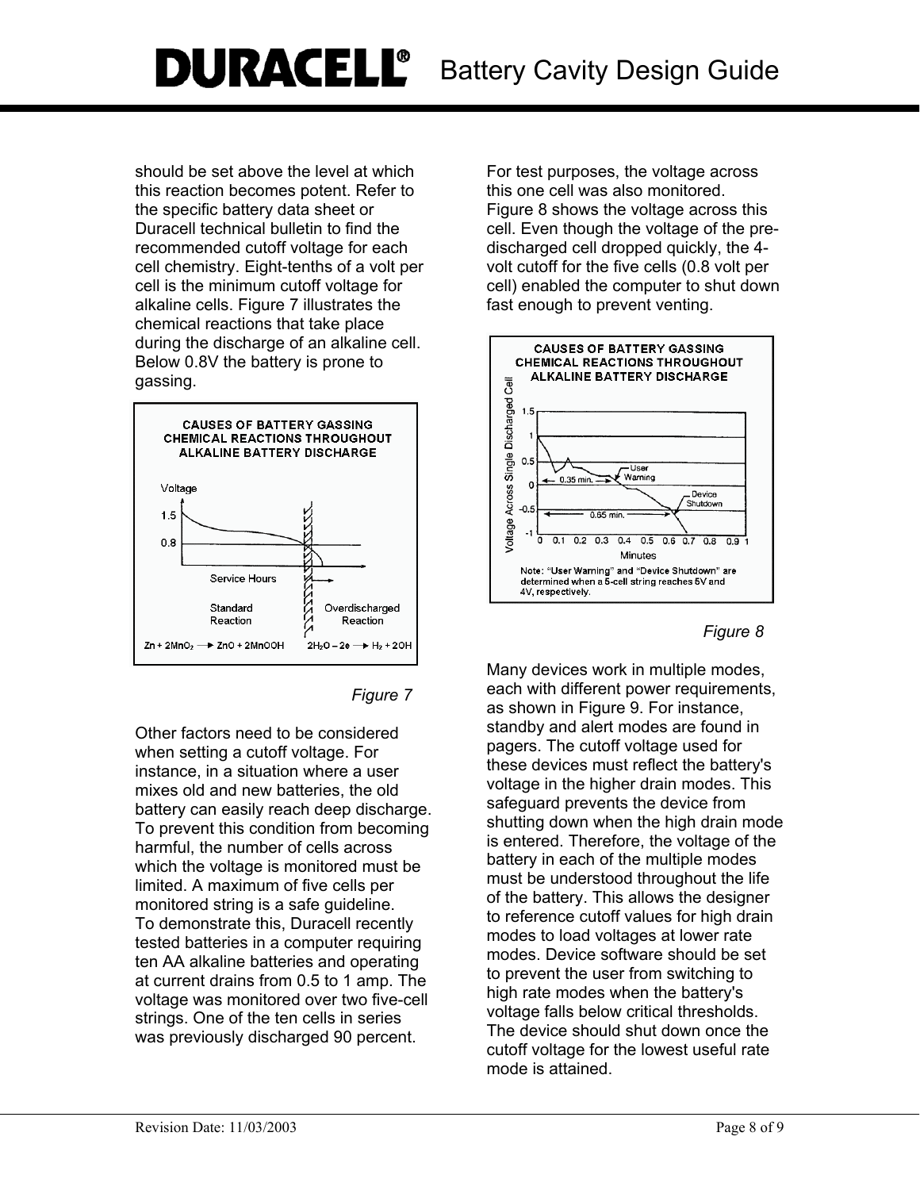should be set above the level at which this reaction becomes potent. Refer to the specific battery data sheet or Duracell technical bulletin to find the recommended cutoff voltage for each cell chemistry. Eight-tenths of a volt per cell is the minimum cutoff voltage for alkaline cells. Figure 7 illustrates the chemical reactions that take place during the discharge of an alkaline cell. Below 0.8V the battery is prone to gassing.

**CAUSES OF BATTERY GASSING CHEMICAL REACTIONS THROUGHOUT ALKALINE BATTERY DISCHARGE**

Voltage: 1.5, 0.8

Service Hours

Standard Reaction: $Zn + 2MnO_2 \rightarrow ZnO + 2MnOOH$

Overdischarged Reaction: $2H_2O - 2e \rightarrow H_2 + 2OH$

*Figure 7*

Other factors need to be considered when setting a cutoff voltage. For instance, in a situation where a user mixes old and new batteries, the old battery can easily reach deep discharge. To prevent this condition from becoming harmful, the number of cells across which the voltage is monitored must be limited. A maximum of five cells per monitored string is a safe guideline. To demonstrate this, Duracell recently tested batteries in a computer requiring ten AA alkaline batteries and operating at current drains from 0.5 to 1 amp. The voltage was monitored over two five-cell strings. One of the ten cells in series was previously discharged 90 percent.

For test purposes, the voltage across this one cell was also monitored. Figure 8 shows the voltage across this cell. Even though the voltage of the pre-discharged cell dropped quickly, the 4-volt cutoff for the five cells (0.8 volt per cell) enabled the computer to shut down fast enough to prevent venting.

**CAUSES OF BATTERY GASSING CHEMICAL REACTIONS THROUGHOUT ALKALINE BATTERY DISCHARGE**

Voltage Across Single Discharged Cell; Minutes

User Warning (0.35 min.); Device Shutdown (0.65 min.)

Note: "User Warning" and "Device Shutdown" are determined when a 5-cell string reaches 5V and 4V, respectively.

*Figure 8*

Many devices work in multiple modes, each with different power requirements, as shown in Figure 9. For instance, standby and alert modes are found in pagers. The cutoff voltage used for these devices must reflect the battery's voltage in the higher drain modes. This safeguard prevents the device from shutting down when the high drain mode is entered. Therefore, the voltage of the battery in each of the multiple modes must be understood throughout the life of the battery. This allows the designer to reference cutoff values for high drain modes to load voltages at lower rate modes. Device software should be set to prevent the user from switching to high rate modes when the battery's voltage falls below critical thresholds. The device should shut down once the cutoff voltage for the lowest useful rate mode is attained.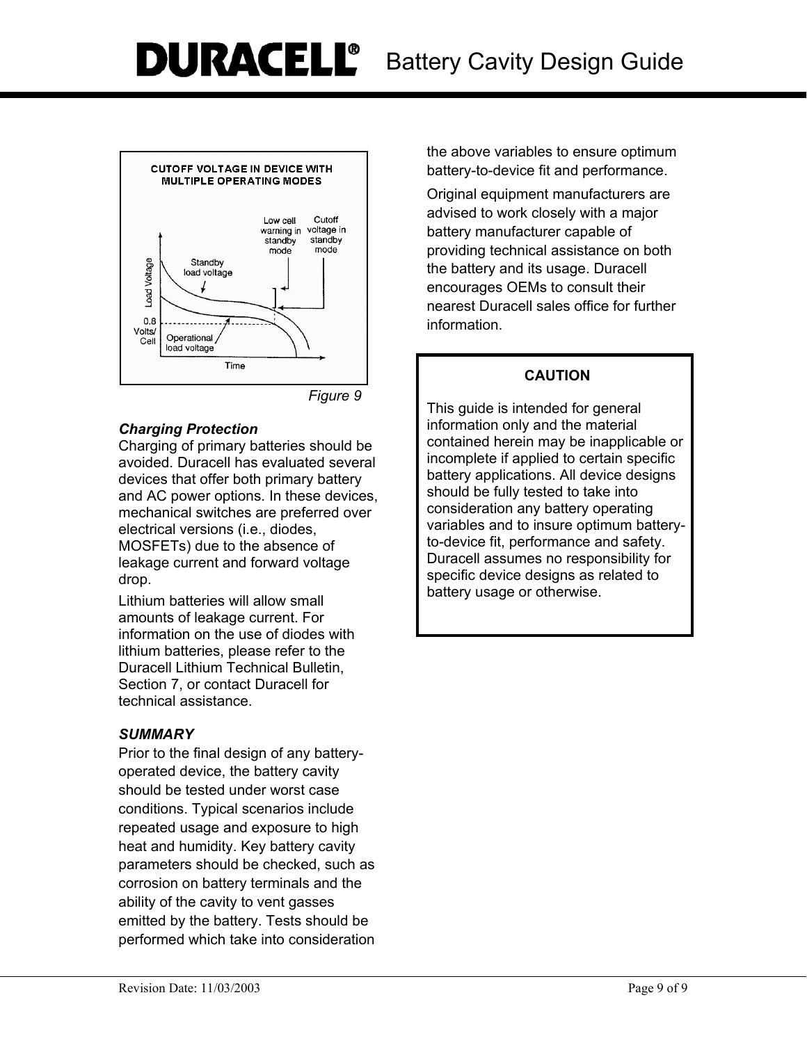CUTOFF VOLTAGE IN DEVICE WITH MULTIPLE OPERATING MODES

Low cell warning in standby mode

Cutoff voltage in standby mode

Standby load voltage

Load Voltage

0.8 Volts/ Cell

Operational load voltage

Time

*Figure 9*

***Charging Protection***

Charging of primary batteries should be avoided. Duracell has evaluated several devices that offer both primary battery and AC power options. In these devices, mechanical switches are preferred over electrical versions (i.e., diodes, MOSFETs) due to the absence of leakage current and forward voltage drop.

Lithium batteries will allow small amounts of leakage current. For information on the use of diodes with lithium batteries, please refer to the Duracell Lithium Technical Bulletin, Section 7, or contact Duracell for technical assistance.

***SUMMARY***

Prior to the final design of any battery-operated device, the battery cavity should be tested under worst case conditions. Typical scenarios include repeated usage and exposure to high heat and humidity. Key battery cavity parameters should be checked, such as corrosion on battery terminals and the ability of the cavity to vent gasses emitted by the battery. Tests should be performed which take into consideration the above variables to ensure optimum battery-to-device fit and performance.

Original equipment manufacturers are advised to work closely with a major battery manufacturer capable of providing technical assistance on both the battery and its usage. Duracell encourages OEMs to consult their nearest Duracell sales office for further information.

**CAUTION**

This guide is intended for general information only and the material contained herein may be inapplicable or incomplete if applied to certain specific battery applications. All device designs should be fully tested to take into consideration any battery operating variables and to insure optimum battery-to-device fit, performance and safety. Duracell assumes no responsibility for specific device designs as related to battery usage or otherwise.